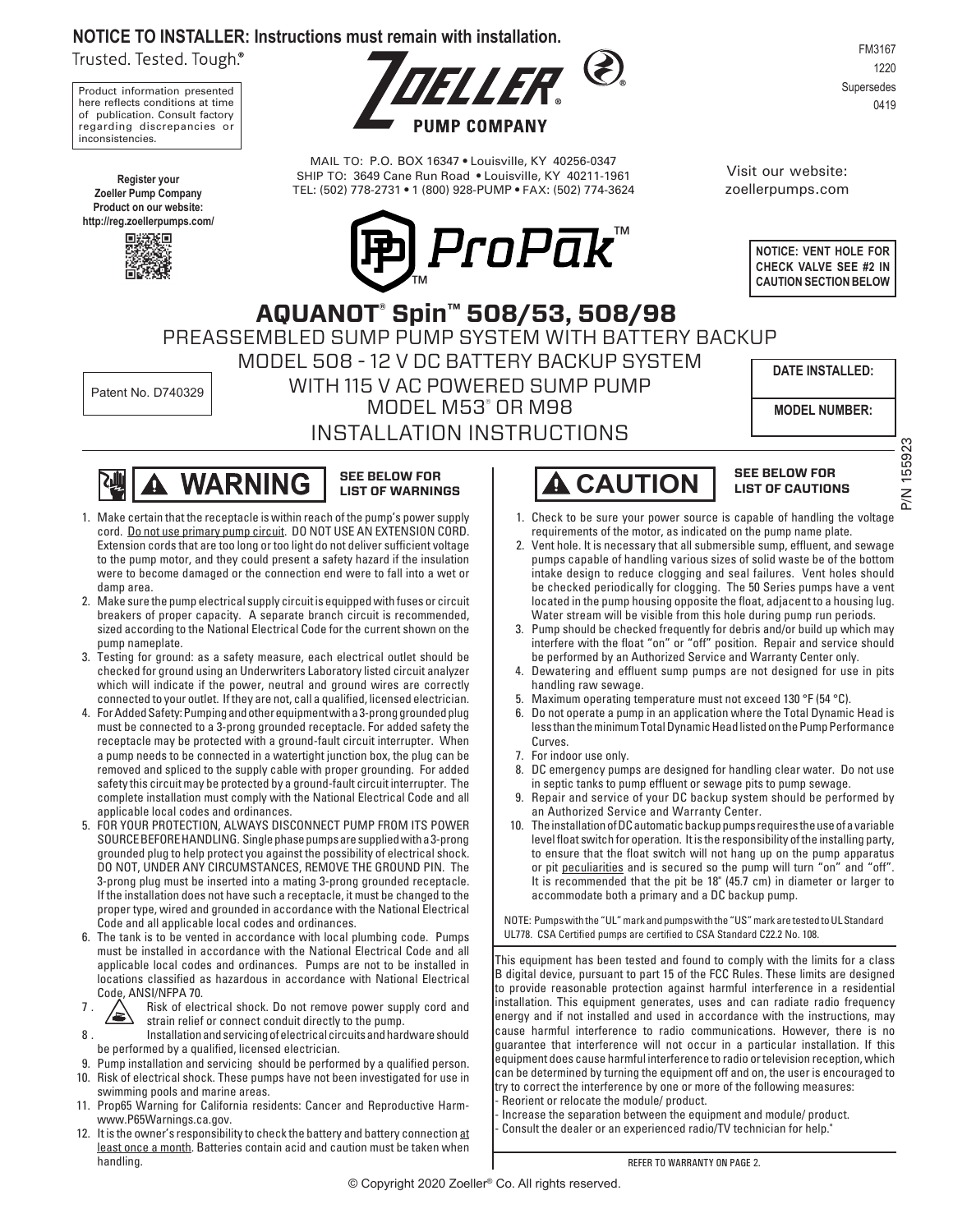**NOTICE TO INSTALLER: Instructions must remain with installation.**

Trusted. Tested. Tough.®

FM3167
1220
Supersedes
0419

Product information presented here reflects conditions at time of publication. Consult factory regarding discrepancies or inconsistencies.

**ZOELLER® PUMP COMPANY**

MAIL TO: P.O. BOX 16347 • Louisville, KY 40256-0347
SHIP TO: 3649 Cane Run Road • Louisville, KY 40211-1961
TEL: (502) 778-2731 • 1 (800) 928-PUMP • FAX: (502) 774-3624

Visit our website:
zoellerpumps.com

**Register your Zoeller Pump Company Product on our website: http://reg.zoellerpumps.com/**

**ProPāk™**

**NOTICE: VENT HOLE FOR CHECK VALVE SEE #2 IN CAUTION SECTION BELOW**

# AQUANOT® Spin™ 508/53, 508/98

## PREASSEMBLED SUMP PUMP SYSTEM WITH BATTERY BACKUP

## MODEL 508 - 12 V DC BATTERY BACKUP SYSTEM WITH 115 V AC POWERED SUMP PUMP MODEL M53® OR M98

## INSTALLATION INSTRUCTIONS

Patent No. D740329

**DATE INSTALLED:**

**MODEL NUMBER:**

P/N 155923

## ⚠ WARNING

**SEE BELOW FOR LIST OF WARNINGS**

1. Make certain that the receptacle is within reach of the pump's power supply cord. Do not use primary pump circuit. DO NOT USE AN EXTENSION CORD. Extension cords that are too long or too light do not deliver sufficient voltage to the pump motor, and they could present a safety hazard if the insulation were to become damaged or the connection end were to fall into a wet or damp area.
2. Make sure the pump electrical supply circuit is equipped with fuses or circuit breakers of proper capacity. A separate branch circuit is recommended, sized according to the National Electrical Code for the current shown on the pump nameplate.
3. Testing for ground: as a safety measure, each electrical outlet should be checked for ground using an Underwriters Laboratory listed circuit analyzer which will indicate if the power, neutral and ground wires are correctly connected to your outlet. If they are not, call a qualified, licensed electrician.
4. For Added Safety: Pumping and other equipment with a 3-prong grounded plug must be connected to a 3-prong grounded receptacle. For added safety the receptacle may be protected with a ground-fault circuit interrupter. When a pump needs to be connected in a watertight junction box, the plug can be removed and spliced to the supply cable with proper grounding. For added safety this circuit may be protected by a ground-fault circuit interrupter. The complete installation must comply with the National Electrical Code and all applicable local codes and ordinances.
5. FOR YOUR PROTECTION, ALWAYS DISCONNECT PUMP FROM ITS POWER SOURCE BEFORE HANDLING. Single phase pumps are supplied with a 3-prong grounded plug to help protect you against the possibility of electrical shock. DO NOT, UNDER ANY CIRCUMSTANCES, REMOVE THE GROUND PIN. The 3-prong plug must be inserted into a mating 3-prong grounded receptacle. If the installation does not have such a receptacle, it must be changed to the proper type, wired and grounded in accordance with the National Electrical Code and all applicable local codes and ordinances.
6. The tank is to be vented in accordance with local plumbing code. Pumps must be installed in accordance with the National Electrical Code and all applicable local codes and ordinances. Pumps are not to be installed in locations classified as hazardous in accordance with National Electrical Code, ANSI/NFPA 70.
7. Risk of electrical shock. Do not remove power supply cord and strain relief or connect conduit directly to the pump.
8. Installation and servicing of electrical circuits and hardware should be performed by a qualified, licensed electrician.
9. Pump installation and servicing should be performed by a qualified person.
10. Risk of electrical shock. These pumps have not been investigated for use in swimming pools and marine areas.
11. Prop65 Warning for California residents: Cancer and Reproductive Harm- www.P65Warnings.ca.gov.
12. It is the owner's responsibility to check the battery and battery connection at least once a month. Batteries contain acid and caution must be taken when handling.

## ⚠ CAUTION

**SEE BELOW FOR LIST OF CAUTIONS**

1. Check to be sure your power source is capable of handling the voltage requirements of the motor, as indicated on the pump name plate.
2. Vent hole. It is necessary that all submersible sump, effluent, and sewage pumps capable of handling various sizes of solid waste be of the bottom intake design to reduce clogging and seal failures. Vent holes should be checked periodically for clogging. The 50 Series pumps have a vent located in the pump housing opposite the float, adjacent to a housing lug. Water stream will be visible from this hole during pump run periods.
3. Pump should be checked frequently for debris and/or build up which may interfere with the float "on" or "off" position. Repair and service should be performed by an Authorized Service and Warranty Center only.
4. Dewatering and effluent sump pumps are not designed for use in pits handling raw sewage.
5. Maximum operating temperature must not exceed 130 °F (54 °C).
6. Do not operate a pump in an application where the Total Dynamic Head is less than the minimum Total Dynamic Head listed on the Pump Performance Curves.
7. For indoor use only.
8. DC emergency pumps are designed for handling clear water. Do not use in septic tanks to pump effluent or sewage pits to pump sewage.
9. Repair and service of your DC backup system should be performed by an Authorized Service and Warranty Center.
10. The installation of DC automatic backup pumps requires the use of a variable level float switch for operation. It is the responsibility of the installing party, to ensure that the float switch will not hang up on the pump apparatus or pit peculiarities and is secured so the pump will turn "on" and "off". It is recommended that the pit be 18" (45.7 cm) in diameter or larger to accommodate both a primary and a DC backup pump.

NOTE: Pumps with the "UL" mark and pumps with the "US" mark are tested to UL Standard UL778. CSA Certified pumps are certified to CSA Standard C22.2 No. 108.

This equipment has been tested and found to comply with the limits for a class B digital device, pursuant to part 15 of the FCC Rules. These limits are designed to provide reasonable protection against harmful interference in a residential installation. This equipment generates, uses and can radiate radio frequency energy and if not installed and used in accordance with the instructions, may cause harmful interference to radio communications. However, there is no guarantee that interference will not occur in a particular installation. If this equipment does cause harmful interference to radio or television reception, which can be determined by turning the equipment off and on, the user is encouraged to try to correct the interference by one or more of the following measures:

- Reorient or relocate the module/ product.
- Increase the separation between the equipment and module/ product.
- Consult the dealer or an experienced radio/TV technician for help."

REFER TO WARRANTY ON PAGE 2.

© Copyright 2020 Zoeller® Co. All rights reserved.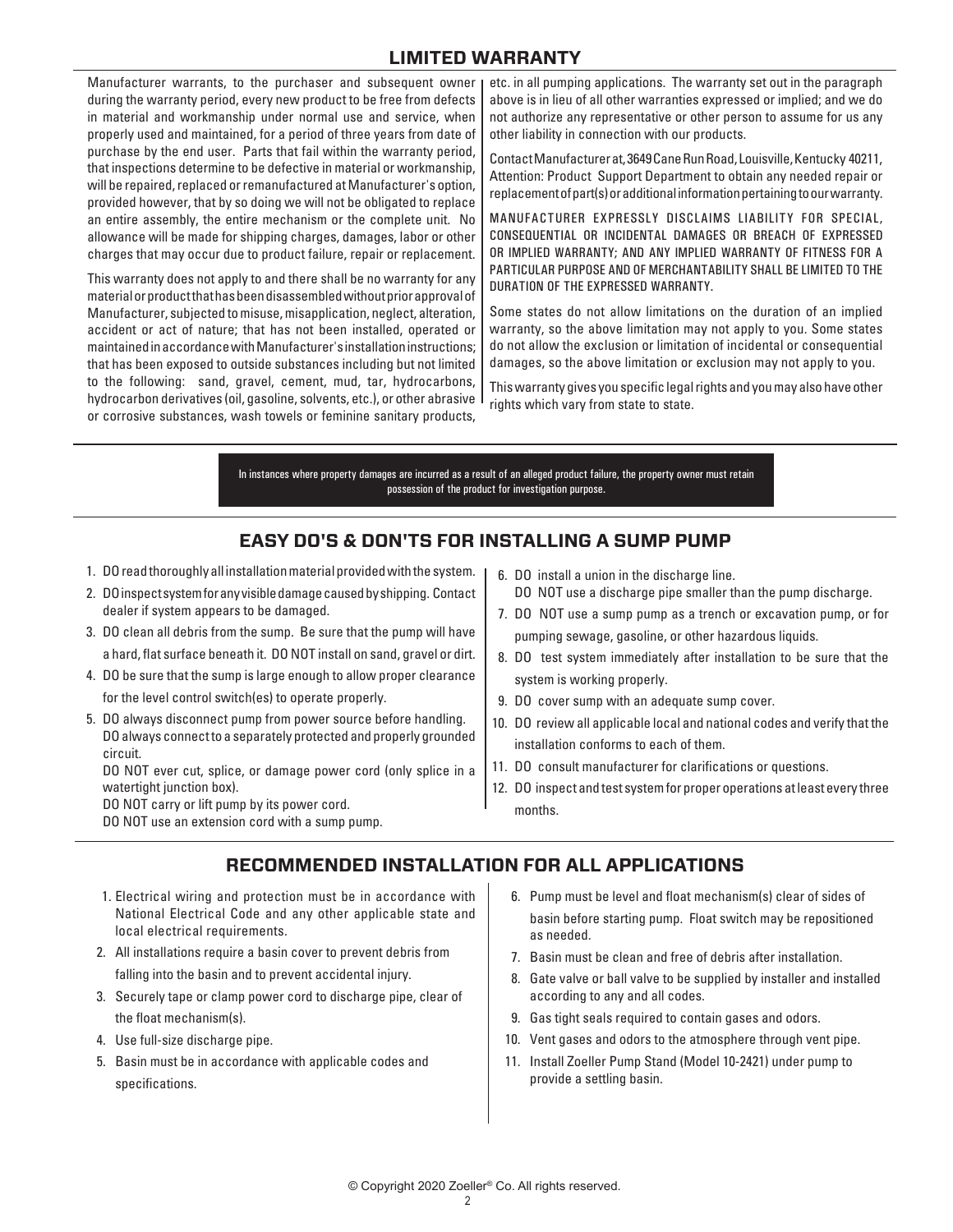## LIMITED WARRANTY

Manufacturer warrants, to the purchaser and subsequent owner during the warranty period, every new product to be free from defects in material and workmanship under normal use and service, when properly used and maintained, for a period of three years from date of purchase by the end user. Parts that fail within the warranty period, that inspections determine to be defective in material or workmanship, will be repaired, replaced or remanufactured at Manufacturer's option, provided however, that by so doing we will not be obligated to replace an entire assembly, the entire mechanism or the complete unit. No allowance will be made for shipping charges, damages, labor or other charges that may occur due to product failure, repair or replacement.

This warranty does not apply to and there shall be no warranty for any material or product that has been disassembled without prior approval of Manufacturer, subjected to misuse, misapplication, neglect, alteration, accident or act of nature; that has not been installed, operated or maintained in accordance with Manufacturer's installation instructions; that has been exposed to outside substances including but not limited to the following: sand, gravel, cement, mud, tar, hydrocarbons, hydrocarbon derivatives (oil, gasoline, solvents, etc.), or other abrasive or corrosive substances, wash towels or feminine sanitary products, etc. in all pumping applications. The warranty set out in the paragraph above is in lieu of all other warranties expressed or implied; and we do not authorize any representative or other person to assume for us any other liability in connection with our products.

Contact Manufacturer at, 3649 Cane Run Road, Louisville, Kentucky 40211, Attention: Product Support Department to obtain any needed repair or replacement of part(s) or additional information pertaining to our warranty.

MANUFACTURER EXPRESSLY DISCLAIMS LIABILITY FOR SPECIAL, CONSEQUENTIAL OR INCIDENTAL DAMAGES OR BREACH OF EXPRESSED OR IMPLIED WARRANTY; AND ANY IMPLIED WARRANTY OF FITNESS FOR A PARTICULAR PURPOSE AND OF MERCHANTABILITY SHALL BE LIMITED TO THE DURATION OF THE EXPRESSED WARRANTY.

Some states do not allow limitations on the duration of an implied warranty, so the above limitation may not apply to you. Some states do not allow the exclusion or limitation of incidental or consequential damages, so the above limitation or exclusion may not apply to you.

This warranty gives you specific legal rights and you may also have other rights which vary from state to state.

**In instances where property damages are incurred as a result of an alleged product failure, the property owner must retain possession of the product for investigation purpose.**

## EASY DO'S & DON'TS FOR INSTALLING A SUMP PUMP

1. DO read thoroughly all installation material provided with the system.
2. DO inspect system for any visible damage caused by shipping. Contact dealer if system appears to be damaged.
3. DO clean all debris from the sump. Be sure that the pump will have a hard, flat surface beneath it. DO NOT install on sand, gravel or dirt.
4. DO be sure that the sump is large enough to allow proper clearance for the level control switch(es) to operate properly.
5. DO always disconnect pump from power source before handling.
   DO always connect to a separately protected and properly grounded circuit.
   DO NOT ever cut, splice, or damage power cord (only splice in a watertight junction box).
   DO NOT carry or lift pump by its power cord.
   DO NOT use an extension cord with a sump pump.
6. DO install a union in the discharge line.
   DO NOT use a discharge pipe smaller than the pump discharge.
7. DO NOT use a sump pump as a trench or excavation pump, or for pumping sewage, gasoline, or other hazardous liquids.
8. DO test system immediately after installation to be sure that the system is working properly.
9. DO cover sump with an adequate sump cover.
10. DO review all applicable local and national codes and verify that the installation conforms to each of them.
11. DO consult manufacturer for clarifications or questions.
12. DO inspect and test system for proper operations at least every three months.

## RECOMMENDED INSTALLATION FOR ALL APPLICATIONS

1. Electrical wiring and protection must be in accordance with National Electrical Code and any other applicable state and local electrical requirements.
2. All installations require a basin cover to prevent debris from falling into the basin and to prevent accidental injury.
3. Securely tape or clamp power cord to discharge pipe, clear of the float mechanism(s).
4. Use full-size discharge pipe.
5. Basin must be in accordance with applicable codes and specifications.
6. Pump must be level and float mechanism(s) clear of sides of basin before starting pump. Float switch may be repositioned as needed.
7. Basin must be clean and free of debris after installation.
8. Gate valve or ball valve to be supplied by installer and installed according to any and all codes.
9. Gas tight seals required to contain gases and odors.
10. Vent gases and odors to the atmosphere through vent pipe.
11. Install Zoeller Pump Stand (Model 10-2421) under pump to provide a settling basin.

© Copyright 2020 Zoeller® Co. All rights reserved.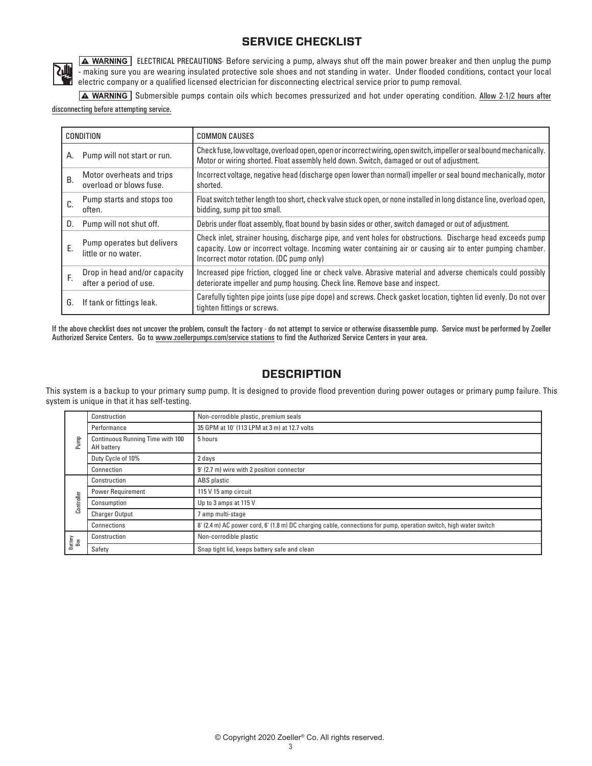## SERVICE CHECKLIST

**⚠ WARNING** ELECTRICAL PRECAUTIONS- Before servicing a pump, always shut off the main power breaker and then unplug the pump - making sure you are wearing insulated protective sole shoes and not standing in water. Under flooded conditions, contact your local electric company or a qualified licensed electrician for disconnecting electrical service prior to pump removal.

**⚠ WARNING** Submersible pumps contain oils which becomes pressurized and hot under operating condition. Allow 2-1/2 hours after disconnecting before attempting service.

| CONDITION | COMMON CAUSES |
|---|---|
| A. Pump will not start or run. | Check fuse, low voltage, overload open, open or incorrect wiring, open switch, impeller or seal bound mechanically. Motor or wiring shorted. Float assembly held down. Switch, damaged or out of adjustment. |
| B. Motor overheats and trips overload or blows fuse. | Incorrect voltage, negative head (discharge open lower than normal) impeller or seal bound mechanically, motor shorted. |
| C. Pump starts and stops too often. | Float switch tether length too short, check valve stuck open, or none installed in long distance line, overload open, bidding, sump pit too small. |
| D. Pump will not shut off. | Debris under float assembly, float bound by basin sides or other, switch damaged or out of adjustment. |
| E. Pump operates but delivers little or no water. | Check inlet, strainer housing, discharge pipe, and vent holes for obstructions. Discharge head exceeds pump capacity. Low or incorrect voltage. Incoming water containing air or causing air to enter pumping chamber. Incorrect motor rotation. (DC pump only) |
| F. Drop in head and/or capacity after a period of use. | Increased pipe friction, clogged line or check valve. Abrasive material and adverse chemicals could possibly deteriorate impeller and pump housing. Check line. Remove base and inspect. |
| G. If tank or fittings leak. | Carefully tighten pipe joints (use pipe dope) and screws. Check gasket location, tighten lid evenly. Do not over tighten fittings or screws. |

If the above checklist does not uncover the problem, consult the factory - do not attempt to service or otherwise disassemble pump. Service must be performed by Zoeller Authorized Service Centers. Go to www.zoellerpumps.com/service stations to find the Authorized Service Centers in your area.

## DESCRIPTION

This system is a backup to your primary sump pump. It is designed to provide flood prevention during power outages or primary pump failure. This system is unique in that it has self-testing.

| | | |
|---|---|---|
| Pump | Construction | Non-corrodible plastic, premium seals |
| | Performance | 35 GPM at 10' (113 LPM at 3 m) at 12.7 volts |
| | Continuous Running Time with 100 AH battery | 5 hours |
| | Duty Cycle of 10% | 2 days |
| | Connection | 9' (2.7 m) wire with 2 position connector |
| Controller | Construction | ABS plastic |
| | Power Requirement | 115 V 15 amp circuit |
| | Consumption | Up to 3 amps at 115 V |
| | Charger Output | 7 amp multi-stage |
| | Connections | 8' (2.4 m) AC power cord, 6' (1.8 m) DC charging cable, connections for pump, operation switch, high water switch |
| Battery Box | Construction | Non-corrodible plastic |
| | Safety | Snap tight lid, keeps battery safe and clean |

© Copyright 2020 Zoeller® Co. All rights reserved.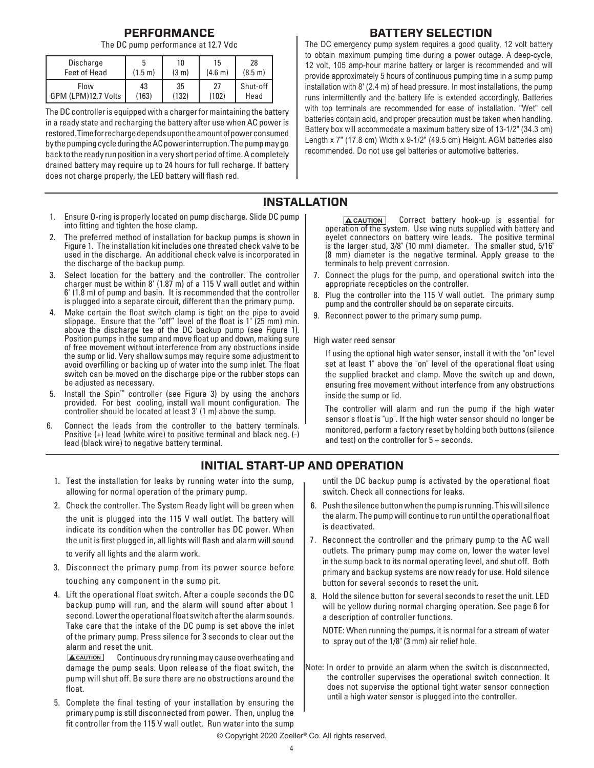## PERFORMANCE

The DC pump performance at 12.7 Vdc

| Discharge Feet of Head | 5 (1.5 m) | 10 (3 m) | 15 (4.6 m) | 28 (8.5 m) |
|---|---|---|---|---|
| Flow GPM (LPM)12.7 Volts | 43 (163) | 35 (132) | 27 (102) | Shut-off Head |

The DC controller is equipped with a charger for maintaining the battery in a ready state and recharging the battery after use when AC power is restored. Time for recharge depends upon the amount of power consumed by the pumping cycle during the AC power interruption. The pump may go back to the ready run position in a very short period of time. A completely drained battery may require up to 24 hours for full recharge. If battery does not charge properly, the LED battery will flash red.

## BATTERY SELECTION

The DC emergency pump system requires a good quality, 12 volt battery to obtain maximum pumping time during a power outage. A deep-cycle, 12 volt, 105 amp-hour marine battery or larger is recommended and will provide approximately 5 hours of continuous pumping time in a sump pump installation with 8' (2.4 m) of head pressure. In most installations, the pump runs intermittently and the battery life is extended accordingly. Batteries with top terminals are recommended for ease of installation. "Wet" cell batteries contain acid, and proper precaution must be taken when handling. Battery box will accommodate a maximum battery size of 13-1/2" (34.3 cm) Length x 7" (17.8 cm) Width x 9-1/2" (49.5 cm) Height. AGM batteries also recommended. Do not use gel batteries or automotive batteries.

## INSTALLATION

1. Ensure O-ring is properly located on pump discharge. Slide DC pump into fitting and tighten the hose clamp.
2. The preferred method of installation for backup pumps is shown in Figure 1. The installation kit includes one threaded check valve to be used in the discharge. An additional check valve is incorporated in the discharge of the backup pump.
3. Select location for the battery and the controller. The controller charger must be within 8' (1.87 m) of a 115 V wall outlet and within 6' (1.8 m) of pump and basin. It is recommended that the controller is plugged into a separate circuit, different than the primary pump.
4. Make certain the float switch clamp is tight on the pipe to avoid slippage. Ensure that the "off" level of the float is 1" (25 mm) min. above the discharge tee of the DC backup pump (see Figure 1). Position pumps in the sump and move float up and down, making sure of free movement without interference from any obstructions inside the sump or lid. Very shallow sumps may require some adjustment to avoid overfilling or backing up of water into the sump inlet. The float switch can be moved on the discharge pipe or the rubber stops can be adjusted as necessary.
5. Install the Spin™ controller (see Figure 3) by using the anchors provided. For best cooling, install wall mount configuration. The controller should be located at least 3' (1 m) above the sump.
6. Connect the leads from the controller to the battery terminals. Positive (+) lead (white wire) to positive terminal and black neg. (-) lead (black wire) to negative battery terminal.

**⚠ CAUTION** Correct battery hook-up is essential for operation of the system. Use wing nuts supplied with battery and eyelet connectors on battery wire leads. The positive terminal is the larger stud, 3/8" (10 mm) diameter. The smaller stud, 5/16" (8 mm) diameter is the negative terminal. Apply grease to the terminals to help prevent corrosion.

7. Connect the plugs for the pump, and operational switch into the appropriate recepticles on the controller.
8. Plug the controller into the 115 V wall outlet. The primary sump pump and the controller should be on separate circuits.
9. Reconnect power to the primary sump pump.

High water reed sensor

If using the optional high water sensor, install it with the "on" level set at least 1" above the "on" level of the operational float using the supplied bracket and clamp. Move the switch up and down, ensuring free movement without interfence from any obstructions inside the sump or lid.

The controller will alarm and run the pump if the high water sensor's float is "up". If the high water sensor should no longer be monitored, perform a factory reset by holding both buttons (silence and test) on the controller for 5 + seconds.

## INITIAL START-UP AND OPERATION

1. Test the installation for leaks by running water into the sump, allowing for normal operation of the primary pump.
2. Check the controller. The System Ready light will be green when the unit is plugged into the 115 V wall outlet. The battery will indicate its condition when the controller has DC power. When the unit is first plugged in, all lights will flash and alarm will sound to verify all lights and the alarm work.
3. Disconnect the primary pump from its power source before touching any component in the sump pit.
4. Lift the operational float switch. After a couple seconds the DC backup pump will run, and the alarm will sound after about 1 second. Lower the operational float switch after the alarm sounds. Take care that the intake of the DC pump is set above the inlet of the primary pump. Press silence for 3 seconds to clear out the alarm and reset the unit.

   **⚠ CAUTION** Continuous dry running may cause overheating and damage the pump seals. Upon release of the float switch, the pump will shut off. Be sure there are no obstructions around the float.
5. Complete the final testing of your installation by ensuring the primary pump is still disconnected from power. Then, unplug the fit controller from the 115 V wall outlet. Run water into the sump until the DC backup pump is activated by the operational float switch. Check all connections for leaks.
6. Push the silence button when the pump is running. This will silence the alarm. The pump will continue to run until the operational float is deactivated.
7. Reconnect the controller and the primary pump to the AC wall outlets. The primary pump may come on, lower the water level in the sump back to its normal operating level, and shut off. Both primary and backup systems are now ready for use. Hold silence button for several seconds to reset the unit.
8. Hold the silence button for several seconds to reset the unit. LED will be yellow during normal charging operation. See page 6 for a description of controller functions.

   NOTE: When running the pumps, it is normal for a stream of water to spray out of the 1/8" (3 mm) air relief hole.

Note: In order to provide an alarm when the switch is disconnected, the controller supervises the operational switch connection. It does not supervise the optional tight water sensor connection until a high water sensor is plugged into the controller.

© Copyright 2020 Zoeller® Co. All rights reserved.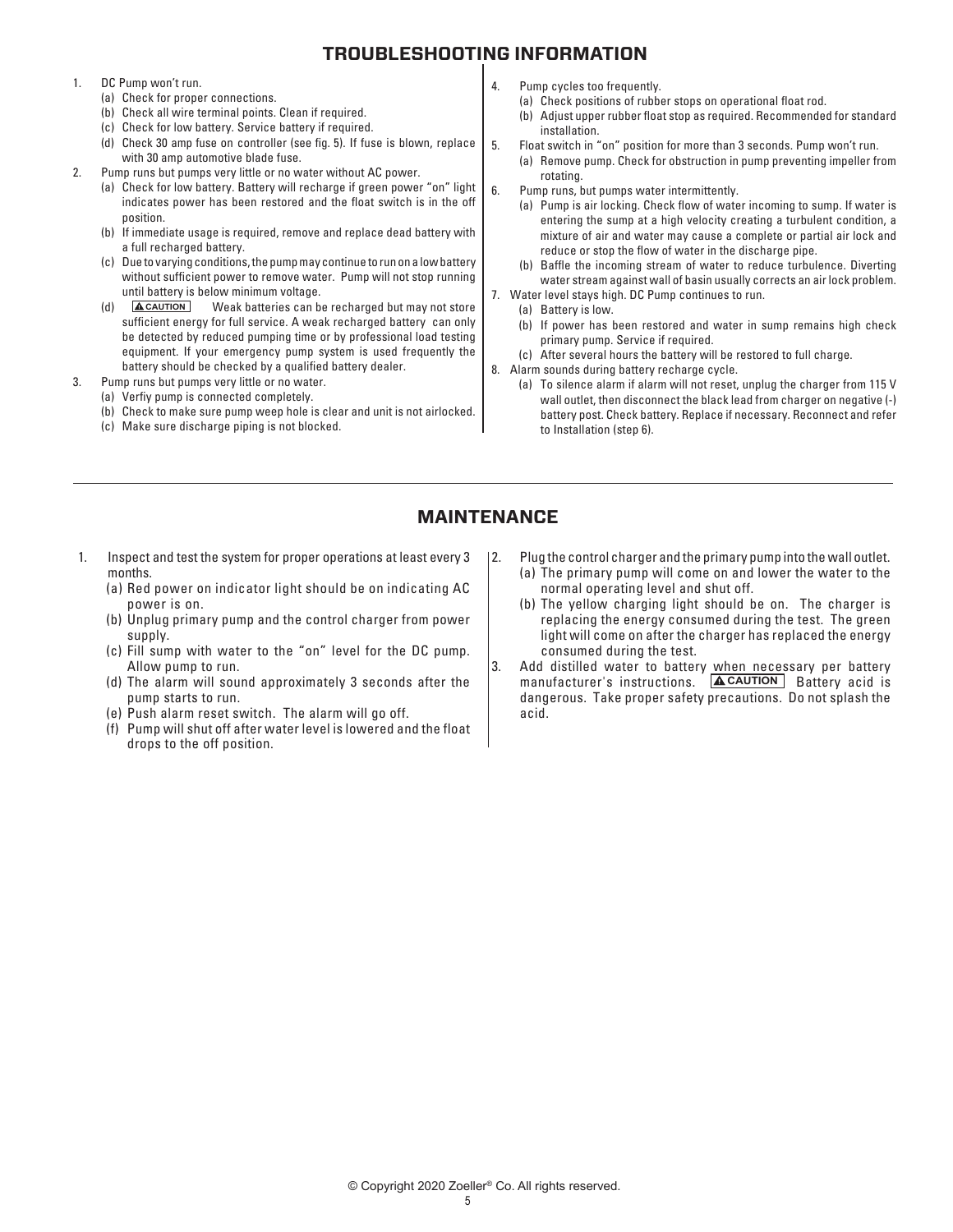## TROUBLESHOOTING INFORMATION

1. DC Pump won't run.
   (a) Check for proper connections.
   (b) Check all wire terminal points. Clean if required.
   (c) Check for low battery. Service battery if required.
   (d) Check 30 amp fuse on controller (see fig. 5). If fuse is blown, replace with 30 amp automotive blade fuse.
2. Pump runs but pumps very little or no water without AC power.
   (a) Check for low battery. Battery will recharge if green power "on" light indicates power has been restored and the float switch is in the off position.
   (b) If immediate usage is required, remove and replace dead battery with a full recharged battery.
   (c) Due to varying conditions, the pump may continue to run on a low battery without sufficient power to remove water. Pump will not stop running until battery is below minimum voltage.
   (d) **⚠ CAUTION** Weak batteries can be recharged but may not store sufficient energy for full service. A weak recharged battery can only be detected by reduced pumping time or by professional load testing equipment. If your emergency pump system is used frequently the battery should be checked by a qualified battery dealer.
3. Pump runs but pumps very little or no water.
   (a) Verfiy pump is connected completely.
   (b) Check to make sure pump weep hole is clear and unit is not airlocked.
   (c) Make sure discharge piping is not blocked.
4. Pump cycles too frequently.
   (a) Check positions of rubber stops on operational float rod.
   (b) Adjust upper rubber float stop as required. Recommended for standard installation.
5. Float switch in "on" position for more than 3 seconds. Pump won't run.
   (a) Remove pump. Check for obstruction in pump preventing impeller from rotating.
6. Pump runs, but pumps water intermittently.
   (a) Pump is air locking. Check flow of water incoming to sump. If water is entering the sump at a high velocity creating a turbulent condition, a mixture of air and water may cause a complete or partial air lock and reduce or stop the flow of water in the discharge pipe.
   (b) Baffle the incoming stream of water to reduce turbulence. Diverting water stream against wall of basin usually corrects an air lock problem.
7. Water level stays high. DC Pump continues to run.
   (a) Battery is low.
   (b) If power has been restored and water in sump remains high check primary pump. Service if required.
   (c) After several hours the battery will be restored to full charge.
8. Alarm sounds during battery recharge cycle.
   (a) To silence alarm if alarm will not reset, unplug the charger from 115 V wall outlet, then disconnect the black lead from charger on negative (-) battery post. Check battery. Replace if necessary. Reconnect and refer to Installation (step 6).

## MAINTENANCE

1. Inspect and test the system for proper operations at least every 3 months.
   (a) Red power on indicator light should be on indicating AC power is on.
   (b) Unplug primary pump and the control charger from power supply.
   (c) Fill sump with water to the "on" level for the DC pump. Allow pump to run.
   (d) The alarm will sound approximately 3 seconds after the pump starts to run.
   (e) Push alarm reset switch. The alarm will go off.
   (f) Pump will shut off after water level is lowered and the float drops to the off position.
2. Plug the control charger and the primary pump into the wall outlet.
   (a) The primary pump will come on and lower the water to the normal operating level and shut off.
   (b) The yellow charging light should be on. The charger is replacing the energy consumed during the test. The green light will come on after the charger has replaced the energy consumed during the test.
3. Add distilled water to battery when necessary per battery manufacturer's instructions. **⚠ CAUTION** Battery acid is dangerous. Take proper safety precautions. Do not splash the acid.

© Copyright 2020 Zoeller® Co. All rights reserved.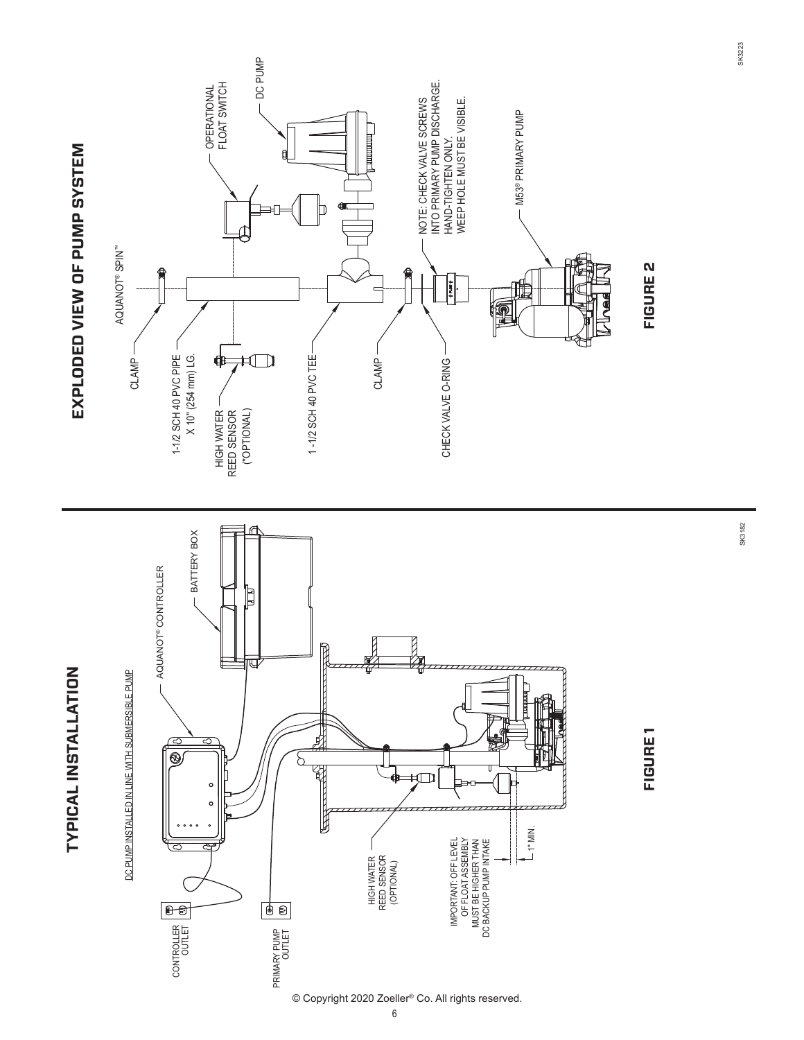## TYPICAL INSTALLATION

DC PUMP INSTALLED IN LINE WITH SUBMERSIBLE PUMP

AQUANOT® CONTROLLER

BATTERY BOX

CONTROLLER OUTLET

PRIMARY PUMP OUTLET

HIGH WATER REED SENSOR (OPTIONAL)

IMPORTANT: OFF LEVEL OF FLOAT ASSEMBLY MUST BE HIGHER THAN DC BACKUP PUMP INTAKE

1" MIN.

SK3182

FIGURE 1

## EXPLODED VIEW OF PUMP SYSTEM

AQUANOT® SPIN™

CLAMP

1-1/2 SCH 40 PVC PIPE X 10" (254 mm) LG.

HIGH WATER REED SENSOR (*OPTIONAL)

1 -1/2 SCH 40 PVC TEE

CLAMP

CHECK VALVE O-RING

OPERATIONAL FLOAT SWITCH

DC PUMP

NOTE: CHECK VALVE SCREWS INTO PRIMARY PUMP DISCHARGE. HAND-TIGHTEN ONLY. WEEP HOLE MUST BE VISIBLE.

M53® PRIMARY PUMP

SK3223

FIGURE 2

© Copyright 2020 Zoeller® Co. All rights reserved.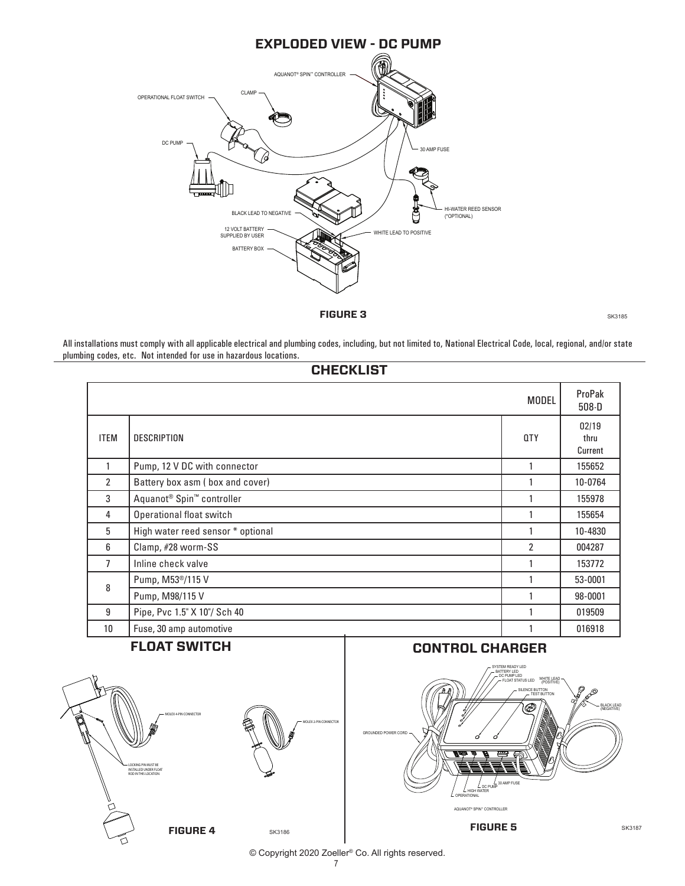## EXPLODED VIEW - DC PUMP

AQUANOT® SPIN™ CONTROLLER

CLAMP

OPERATIONAL FLOAT SWITCH

DC PUMP

30 AMP FUSE

HI-WATER REED SENSOR (*OPTIONAL)

BLACK LEAD TO NEGATIVE

12 VOLT BATTERY SUPPLIED BY USER

WHITE LEAD TO POSITIVE

BATTERY BOX

**FIGURE 3**

SK3185

All installations must comply with all applicable electrical and plumbing codes, including, but not limited to, National Electrical Code, local, regional, and/or state plumbing codes, etc. Not intended for use in hazardous locations.

## CHECKLIST

| | | MODEL | ProPak 508-D |
|---|---|---|---|
| ITEM | DESCRIPTION | QTY | 02/19 thru Current |
| 1 | Pump, 12 V DC with connector | 1 | 155652 |
| 2 | Battery box asm ( box and cover) | 1 | 10-0764 |
| 3 | Aquanot® Spin™ controller | 1 | 155978 |
| 4 | Operational float switch | 1 | 155654 |
| 5 | High water reed sensor * optional | 1 | 10-4830 |
| 6 | Clamp, #28 worm-SS | 2 | 004287 |
| 7 | Inline check valve | 1 | 153772 |
| 8 | Pump, M53®/115 V | 1 | 53-0001 |
| | Pump, M98/115 V | 1 | 98-0001 |
| 9 | Pipe, Pvc 1.5" X 10"/ Sch 40 | 1 | 019509 |
| 10 | Fuse, 30 amp automotive | 1 | 016918 |

## FLOAT SWITCH

MOLEX 4-PIN CONNECTOR

LOCKING PIN MUST BE INSTALLED UNDER FLOAT ROD IN THIS LOCATION.

MOLEX 2-PIN CONNECTOR

**FIGURE 4**

SK3186

## CONTROL CHARGER

SYSTEM READY LED

BATTERY LED

DC PUMP LED

FLOAT STATUS LED

WHITE LEAD (POSITIVE)

SILENCE BUTTON

TEST BUTTON

BLACK LEAD (NEGATIVE)

GROUNDED POWER CORD

30 AMP FUSE

DC PUMP

HIGH WATER

OPERATIONAL

AQUANOT® SPIN™ CONTROLLER

**FIGURE 5**

SK3187

© Copyright 2020 Zoeller® Co. All rights reserved.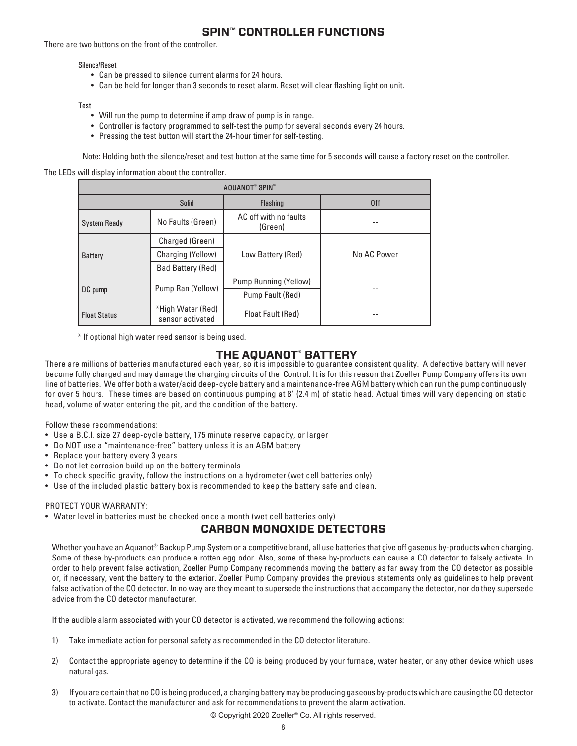## SPIN™ CONTROLLER FUNCTIONS

There are two buttons on the front of the controller.

Silence/Reset

- Can be pressed to silence current alarms for 24 hours.
- Can be held for longer than 3 seconds to reset alarm. Reset will clear flashing light on unit.

Test

- Will run the pump to determine if amp draw of pump is in range.
- Controller is factory programmed to self-test the pump for several seconds every 24 hours.
- Pressing the test button will start the 24-hour timer for self-testing.

Note: Holding both the silence/reset and test button at the same time for 5 seconds will cause a factory reset on the controller.

The LEDs will display information about the controller.

| AQUANOT® SPIN™ | | | |
|---|---|---|---|
| | Solid | Flashing | Off |
| System Ready | No Faults (Green) | AC off with no faults (Green) | -- |
| Battery | Charged (Green) | Low Battery (Red) | No AC Power |
| | Charging (Yellow) | | |
| | Bad Battery (Red) | | |
| DC pump | Pump Ran (Yellow) | Pump Running (Yellow) | -- |
| | | Pump Fault (Red) | |
| Float Status | *High Water (Red) sensor activated | Float Fault (Red) | -- |

\* If optional high water reed sensor is being used.

## THE AQUANOT® BATTERY

There are millions of batteries manufactured each year, so it is impossible to guarantee consistent quality. A defective battery will never become fully charged and may damage the charging circuits of the Control. It is for this reason that Zoeller Pump Company offers its own line of batteries. We offer both a water/acid deep-cycle battery and a maintenance-free AGM battery which can run the pump continuously for over 5 hours. These times are based on continuous pumping at 8' (2.4 m) of static head. Actual times will vary depending on static head, volume of water entering the pit, and the condition of the battery.

Follow these recommendations:

- Use a B.C.I. size 27 deep-cycle battery, 175 minute reserve capacity, or larger
- Do NOT use a "maintenance-free" battery unless it is an AGM battery
- Replace your battery every 3 years
- Do not let corrosion build up on the battery terminals
- To check specific gravity, follow the instructions on a hydrometer (wet cell batteries only)
- Use of the included plastic battery box is recommended to keep the battery safe and clean.

PROTECT YOUR WARRANTY:

- Water level in batteries must be checked once a month (wet cell batteries only)

## CARBON MONOXIDE DETECTORS

Whether you have an Aquanot® Backup Pump System or a competitive brand, all use batteries that give off gaseous by-products when charging. Some of these by-products can produce a rotten egg odor. Also, some of these by-products can cause a CO detector to falsely activate. In order to help prevent false activation, Zoeller Pump Company recommends moving the battery as far away from the CO detector as possible or, if necessary, vent the battery to the exterior. Zoeller Pump Company provides the previous statements only as guidelines to help prevent false activation of the CO detector. In no way are they meant to supersede the instructions that accompany the detector, nor do they supersede advice from the CO detector manufacturer.

If the audible alarm associated with your CO detector is activated, we recommend the following actions:

1) Take immediate action for personal safety as recommended in the CO detector literature.

2) Contact the appropriate agency to determine if the CO is being produced by your furnace, water heater, or any other device which uses natural gas.

3) If you are certain that no CO is being produced, a charging battery may be producing gaseous by-products which are causing the CO detector to activate. Contact the manufacturer and ask for recommendations to prevent the alarm activation.

© Copyright 2020 Zoeller® Co. All rights reserved.